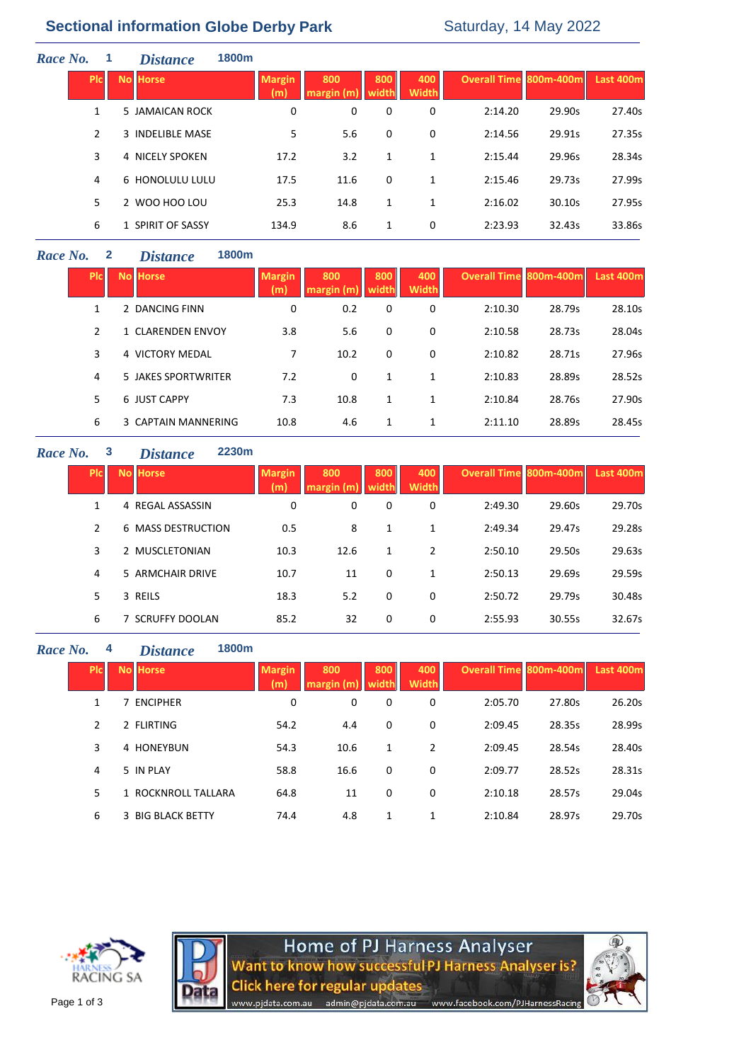## Sectional information Globe Derby Park

Saturday, 14 May 2022

### *Race No.* 1 *Distance* 1800m

| Plc | No | Horse | Margin (m) | 800 margin (m) | 800 width | 400 Width | Overall Time | 800m-400m | Last 400m |
|---|---|---|---|---|---|---|---|---|---|
| 1 | 5 | JAMAICAN ROCK | 0 | 0 | 0 | 0 | 2:14.20 | 29.90s | 27.40s |
| 2 | 3 | INDELIBLE MASE | 5 | 5.6 | 0 | 0 | 2:14.56 | 29.91s | 27.35s |
| 3 | 4 | NICELY SPOKEN | 17.2 | 3.2 | 1 | 1 | 2:15.44 | 29.96s | 28.34s |
| 4 | 6 | HONOLULU LULU | 17.5 | 11.6 | 0 | 1 | 2:15.46 | 29.73s | 27.99s |
| 5 | 2 | WOO HOO LOU | 25.3 | 14.8 | 1 | 1 | 2:16.02 | 30.10s | 27.95s |
| 6 | 1 | SPIRIT OF SASSY | 134.9 | 8.6 | 1 | 0 | 2:23.93 | 32.43s | 33.86s |

### *Race No.* 2 *Distance* 1800m

| Plc | No | Horse | Margin (m) | 800 margin (m) | 800 width | 400 Width | Overall Time | 800m-400m | Last 400m |
|---|---|---|---|---|---|---|---|---|---|
| 1 | 2 | DANCING FINN | 0 | 0.2 | 0 | 0 | 2:10.30 | 28.79s | 28.10s |
| 2 | 1 | CLARENDEN ENVOY | 3.8 | 5.6 | 0 | 0 | 2:10.58 | 28.73s | 28.04s |
| 3 | 4 | VICTORY MEDAL | 7 | 10.2 | 0 | 0 | 2:10.82 | 28.71s | 27.96s |
| 4 | 5 | JAKES SPORTWRITER | 7.2 | 0 | 1 | 1 | 2:10.83 | 28.89s | 28.52s |
| 5 | 6 | JUST CAPPY | 7.3 | 10.8 | 1 | 1 | 2:10.84 | 28.76s | 27.90s |
| 6 | 3 | CAPTAIN MANNERING | 10.8 | 4.6 | 1 | 1 | 2:11.10 | 28.89s | 28.45s |

### *Race No.* 3 *Distance* 2230m

| Plc | No | Horse | Margin (m) | 800 margin (m) | 800 width | 400 Width | Overall Time | 800m-400m | Last 400m |
|---|---|---|---|---|---|---|---|---|---|
| 1 | 4 | REGAL ASSASSIN | 0 | 0 | 0 | 0 | 2:49.30 | 29.60s | 29.70s |
| 2 | 6 | MASS DESTRUCTION | 0.5 | 8 | 1 | 1 | 2:49.34 | 29.47s | 29.28s |
| 3 | 2 | MUSCLETONIAN | 10.3 | 12.6 | 1 | 2 | 2:50.10 | 29.50s | 29.63s |
| 4 | 5 | ARMCHAIR DRIVE | 10.7 | 11 | 0 | 1 | 2:50.13 | 29.69s | 29.59s |
| 5 | 3 | REILS | 18.3 | 5.2 | 0 | 0 | 2:50.72 | 29.79s | 30.48s |
| 6 | 7 | SCRUFFY DOOLAN | 85.2 | 32 | 0 | 0 | 2:55.93 | 30.55s | 32.67s |

### *Race No.* 4 *Distance* 1800m

| Plc | No | Horse | Margin (m) | 800 margin (m) | 800 width | 400 Width | Overall Time | 800m-400m | Last 400m |
|---|---|---|---|---|---|---|---|---|---|
| 1 | 7 | ENCIPHER | 0 | 0 | 0 | 0 | 2:05.70 | 27.80s | 26.20s |
| 2 | 2 | FLIRTING | 54.2 | 4.4 | 0 | 0 | 2:09.45 | 28.35s | 28.99s |
| 3 | 4 | HONEYBUN | 54.3 | 10.6 | 1 | 2 | 2:09.45 | 28.54s | 28.40s |
| 4 | 5 | IN PLAY | 58.8 | 16.6 | 0 | 0 | 2:09.77 | 28.52s | 28.31s |
| 5 | 1 | ROCKNROLL TALLARA | 64.8 | 11 | 0 | 0 | 2:10.18 | 28.57s | 29.04s |
| 6 | 3 | BIG BLACK BETTY | 74.4 | 4.8 | 1 | 1 | 2:10.84 | 28.97s | 29.70s |

HARNESS RACING SA

Home of PJ Harness Analyser
Want to know how successful PJ Harness Analyser is?
Click here for regular updates
www.pjdata.com.au admin@pjdata.com.au www.facebook.com/PJHarnessRacing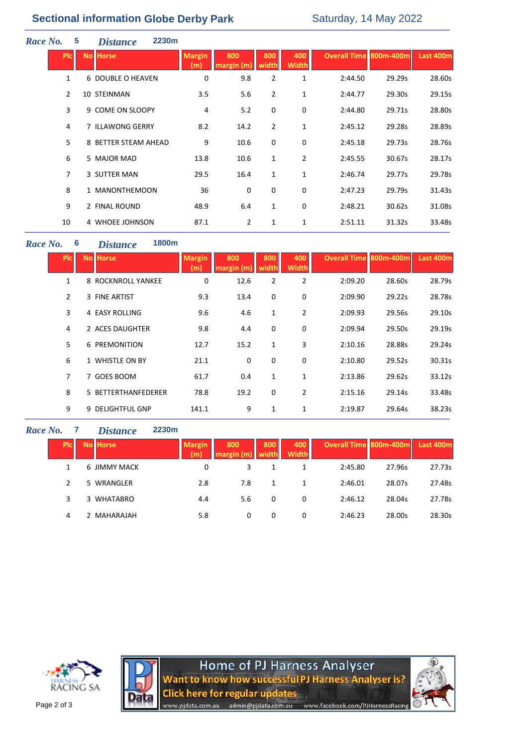## Sectional information Globe Derby Park

Saturday, 14 May 2022

### *Race No.* 5 *Distance* 2230m

| Plc | No | Horse | Margin (m) | 800 margin (m) | 800 width | 400 Width | Overall Time | 800m-400m | Last 400m |
|---|---|---|---|---|---|---|---|---|---|
| 1 | 6 | DOUBLE O HEAVEN | 0 | 9.8 | 2 | 1 | 2:44.50 | 29.29s | 28.60s |
| 2 | 10 | STEINMAN | 3.5 | 5.6 | 2 | 1 | 2:44.77 | 29.30s | 29.15s |
| 3 | 9 | COME ON SLOOPY | 4 | 5.2 | 0 | 0 | 2:44.80 | 29.71s | 28.80s |
| 4 | 7 | ILLAWONG GERRY | 8.2 | 14.2 | 2 | 1 | 2:45.12 | 29.28s | 28.89s |
| 5 | 8 | BETTER STEAM AHEAD | 9 | 10.6 | 0 | 0 | 2:45.18 | 29.73s | 28.76s |
| 6 | 5 | MAJOR MAD | 13.8 | 10.6 | 1 | 2 | 2:45.55 | 30.67s | 28.17s |
| 7 | 3 | SUTTER MAN | 29.5 | 16.4 | 1 | 1 | 2:46.74 | 29.77s | 29.78s |
| 8 | 1 | MANONTHEMOON | 36 | 0 | 0 | 0 | 2:47.23 | 29.79s | 31.43s |
| 9 | 2 | FINAL ROUND | 48.9 | 6.4 | 1 | 0 | 2:48.21 | 30.62s | 31.08s |
| 10 | 4 | WHOEE JOHNSON | 87.1 | 2 | 1 | 1 | 2:51.11 | 31.32s | 33.48s |

### *Race No.* 6 *Distance* 1800m

| Plc | No | Horse | Margin (m) | 800 margin (m) | 800 width | 400 Width | Overall Time | 800m-400m | Last 400m |
|---|---|---|---|---|---|---|---|---|---|
| 1 | 8 | ROCKNROLL YANKEE | 0 | 12.6 | 2 | 2 | 2:09.20 | 28.60s | 28.79s |
| 2 | 3 | FINE ARTIST | 9.3 | 13.4 | 0 | 0 | 2:09.90 | 29.22s | 28.78s |
| 3 | 4 | EASY ROLLING | 9.6 | 4.6 | 1 | 2 | 2:09.93 | 29.56s | 29.10s |
| 4 | 2 | ACES DAUGHTER | 9.8 | 4.4 | 0 | 0 | 2:09.94 | 29.50s | 29.19s |
| 5 | 6 | PREMONITION | 12.7 | 15.2 | 1 | 3 | 2:10.16 | 28.88s | 29.24s |
| 6 | 1 | WHISTLE ON BY | 21.1 | 0 | 0 | 0 | 2:10.80 | 29.52s | 30.31s |
| 7 | 7 | GOES BOOM | 61.7 | 0.4 | 1 | 1 | 2:13.86 | 29.62s | 33.12s |
| 8 | 5 | BETTERTHANFEDERER | 78.8 | 19.2 | 0 | 2 | 2:15.16 | 29.14s | 33.48s |
| 9 | 9 | DELIGHTFUL GNP | 141.1 | 9 | 1 | 1 | 2:19.87 | 29.64s | 38.23s |

### *Race No.* 7 *Distance* 2230m

| Plc | No | Horse | Margin (m) | 800 margin (m) | 800 width | 400 Width | Overall Time | 800m-400m | Last 400m |
|---|---|---|---|---|---|---|---|---|---|
| 1 | 6 | JIMMY MACK | 0 | 3 | 1 | 1 | 2:45.80 | 27.96s | 27.73s |
| 2 | 5 | WRANGLER | 2.8 | 7.8 | 1 | 1 | 2:46.01 | 28.07s | 27.48s |
| 3 | 3 | WHATABRO | 4.4 | 5.6 | 0 | 0 | 2:46.12 | 28.04s | 27.78s |
| 4 | 2 | MAHARAJAH | 5.8 | 0 | 0 | 0 | 2:46.23 | 28.00s | 28.30s |

Home of PJ Harness Analyser
Want to know how successful PJ Harness Analyser is?
Click here for regular updates
www.pjdata.com.au admin@pjdata.com.au www.facebook.com/PJHarnessRacing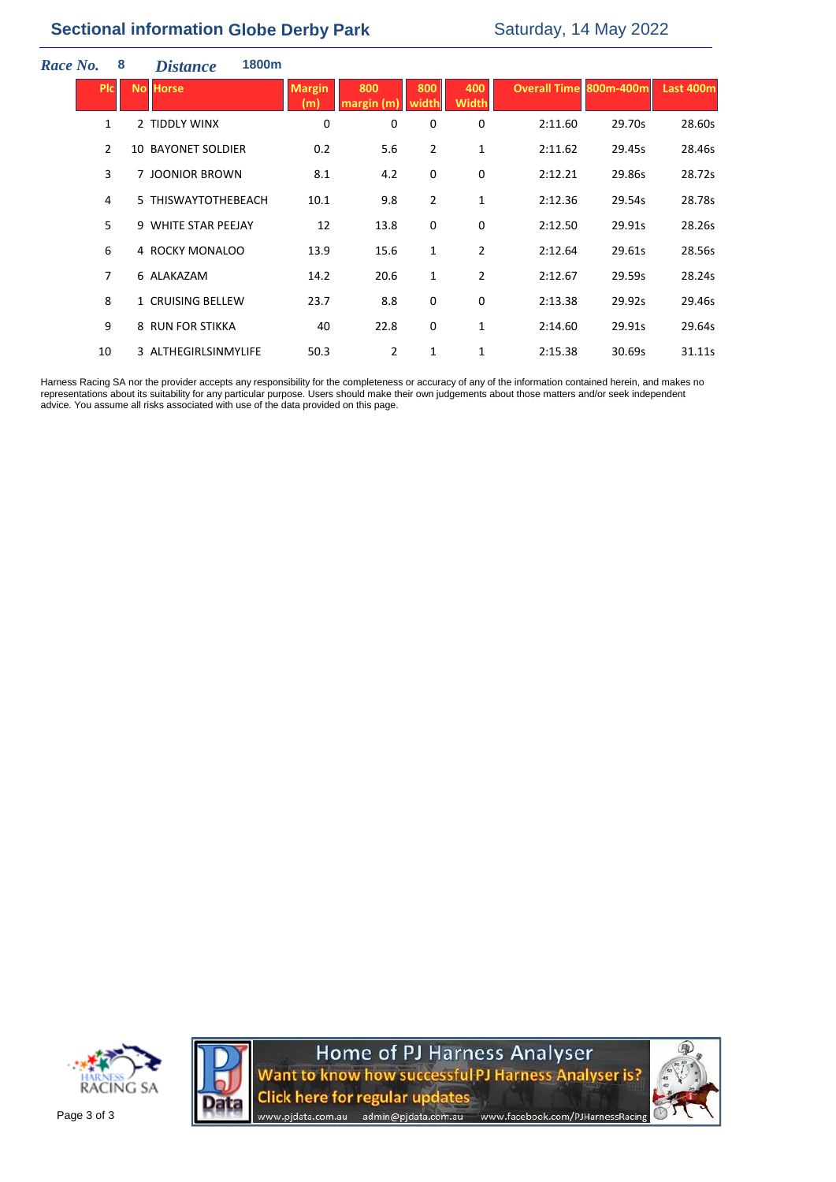# Sectional information Globe Derby Park

Saturday, 14 May 2022

***Race No.*** **8** ***Distance*** **1800m**

| Plc | No | Horse | Margin (m) | 800 margin (m) | 800 width | 400 Width | Overall Time | 800m-400m | Last 400m |
|---|---|---|---|---|---|---|---|---|---|
| 1 | 2 | TIDDLY WINX | 0 | 0 | 0 | 0 | 2:11.60 | 29.70s | 28.60s |
| 2 | 10 | BAYONET SOLDIER | 0.2 | 5.6 | 2 | 1 | 2:11.62 | 29.45s | 28.46s |
| 3 | 7 | JOONIOR BROWN | 8.1 | 4.2 | 0 | 0 | 2:12.21 | 29.86s | 28.72s |
| 4 | 5 | THISWAYTOTHEBEACH | 10.1 | 9.8 | 2 | 1 | 2:12.36 | 29.54s | 28.78s |
| 5 | 9 | WHITE STAR PEEJAY | 12 | 13.8 | 0 | 0 | 2:12.50 | 29.91s | 28.26s |
| 6 | 4 | ROCKY MONALOO | 13.9 | 15.6 | 1 | 2 | 2:12.64 | 29.61s | 28.56s |
| 7 | 6 | ALAKAZAM | 14.2 | 20.6 | 1 | 2 | 2:12.67 | 29.59s | 28.24s |
| 8 | 1 | CRUISING BELLEW | 23.7 | 8.8 | 0 | 0 | 2:13.38 | 29.92s | 29.46s |
| 9 | 8 | RUN FOR STIKKA | 40 | 22.8 | 0 | 1 | 2:14.60 | 29.91s | 29.64s |
| 10 | 3 | ALTHEGIRLSINMYLIFE | 50.3 | 2 | 1 | 1 | 2:15.38 | 30.69s | 31.11s |

Harness Racing SA nor the provider accepts any responsibility for the completeness or accuracy of any of the information contained herein, and makes no representations about its suitability for any particular purpose. Users should make their own judgements about those matters and/or seek independent advice. You assume all risks associated with use of the data provided on this page.

HARNESS RACING SA

Home of PJ Harness Analyser
Want to know how successful PJ Harness Analyser is?
Click here for regular updates
www.pjdata.com.au admin@pjdata.com.au www.facebook.com/PJHarnessRacing